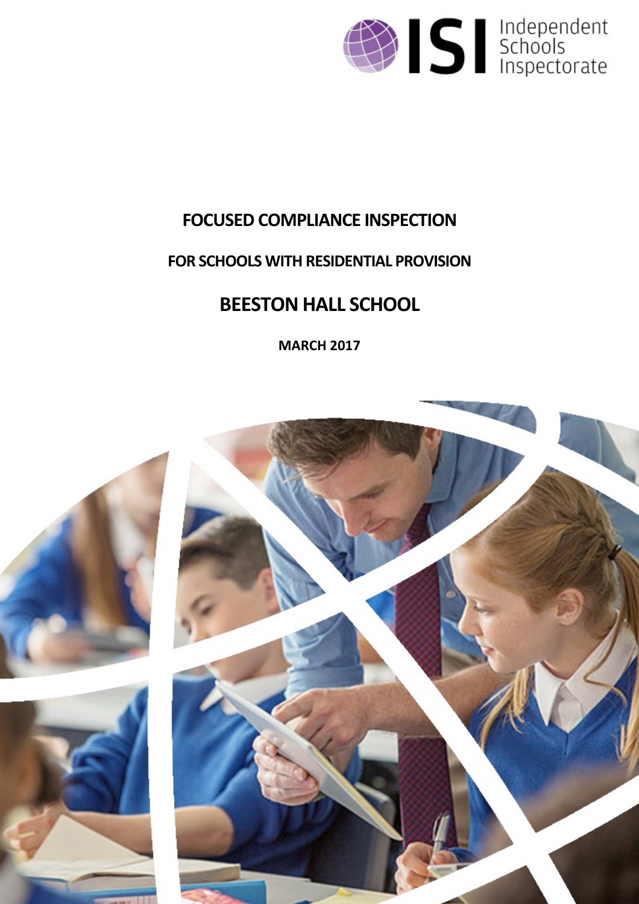# FOCUSED COMPLIANCE INSPECTION

## FOR SCHOOLS WITH RESIDENTIAL PROVISION

# BEESTON HALL SCHOOL

**MARCH 2017**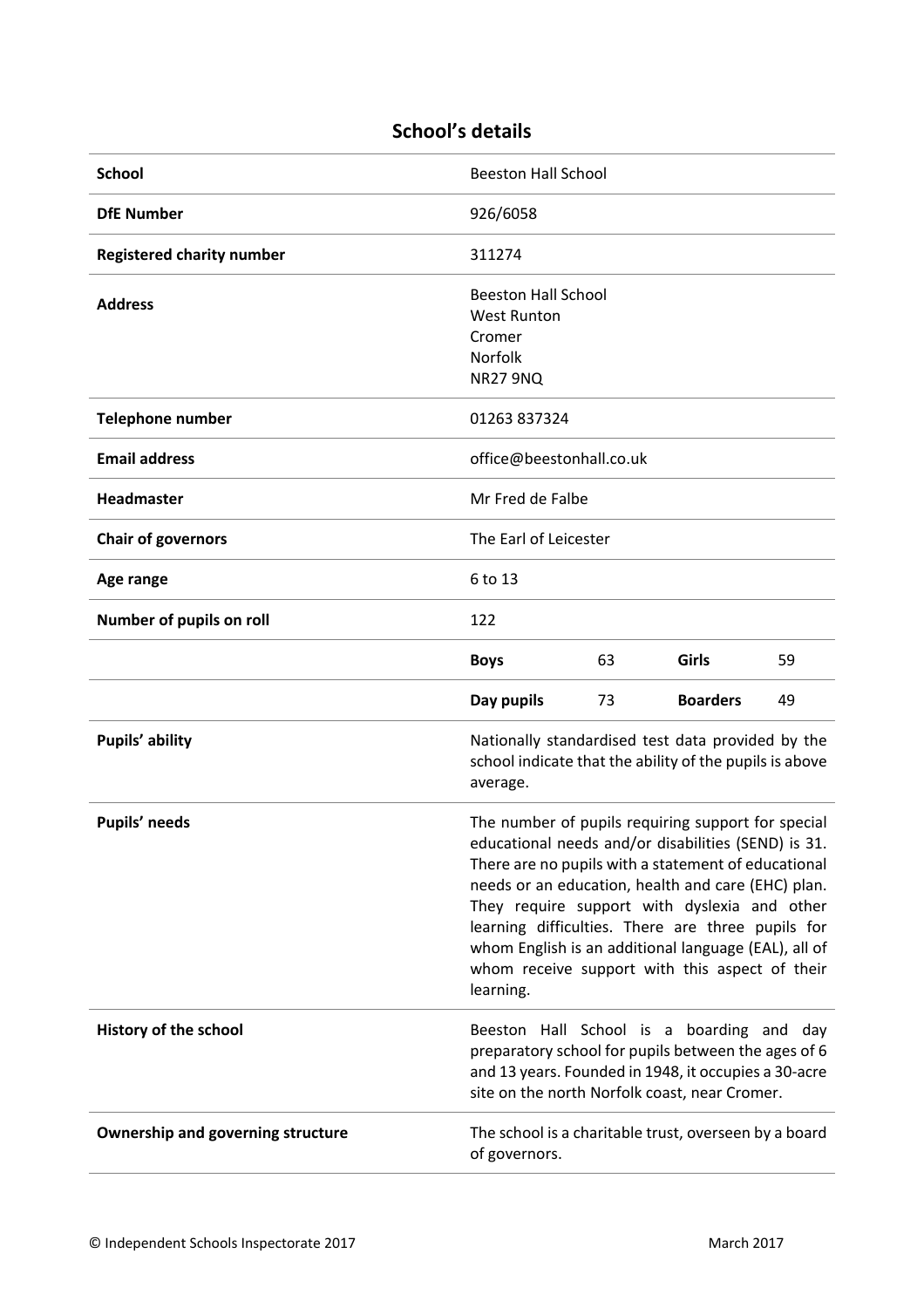## School's details

| | | | | |
|---|---|---|---|---|
| **School** | Beeston Hall School | | | |
| **DfE Number** | 926/6058 | | | |
| **Registered charity number** | 311274 | | | |
| **Address** | Beeston Hall School<br>West Runton<br>Cromer<br>Norfolk<br>NR27 9NQ | | | |
| **Telephone number** | 01263 837324 | | | |
| **Email address** | office@beestonhall.co.uk | | | |
| **Headmaster** | Mr Fred de Falbe | | | |
| **Chair of governors** | The Earl of Leicester | | | |
| **Age range** | 6 to 13 | | | |
| **Number of pupils on roll** | 122 | | | |
| | **Boys** | 63 | **Girls** | 59 |
| | **Day pupils** | 73 | **Boarders** | 49 |
| **Pupils' ability** | Nationally standardised test data provided by the school indicate that the ability of the pupils is above average. | | | |
| **Pupils' needs** | The number of pupils requiring support for special educational needs and/or disabilities (SEND) is 31. There are no pupils with a statement of educational needs or an education, health and care (EHC) plan. They require support with dyslexia and other learning difficulties. There are three pupils for whom English is an additional language (EAL), all of whom receive support with this aspect of their learning. | | | |
| **History of the school** | Beeston Hall School is a boarding and day preparatory school for pupils between the ages of 6 and 13 years. Founded in 1948, it occupies a 30-acre site on the north Norfolk coast, near Cromer. | | | |
| **Ownership and governing structure** | The school is a charitable trust, overseen by a board of governors. | | | |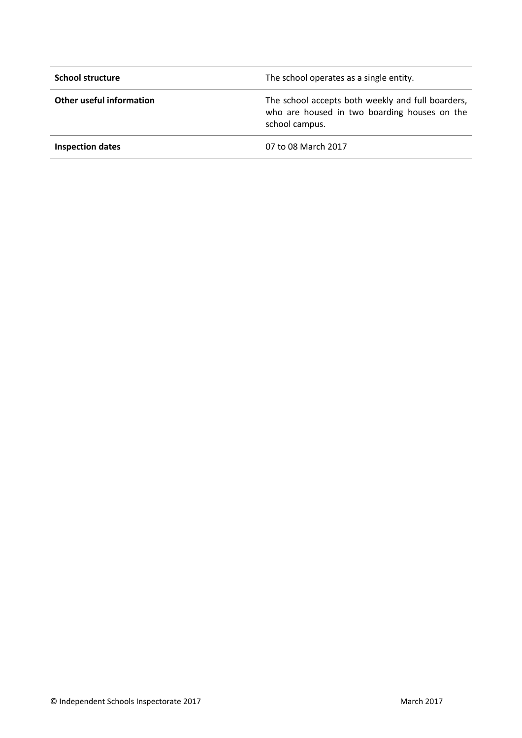| | |
|---|---|
| **School structure** | The school operates as a single entity. |
| **Other useful information** | The school accepts both weekly and full boarders, who are housed in two boarding houses on the school campus. |
| **Inspection dates** | 07 to 08 March 2017 |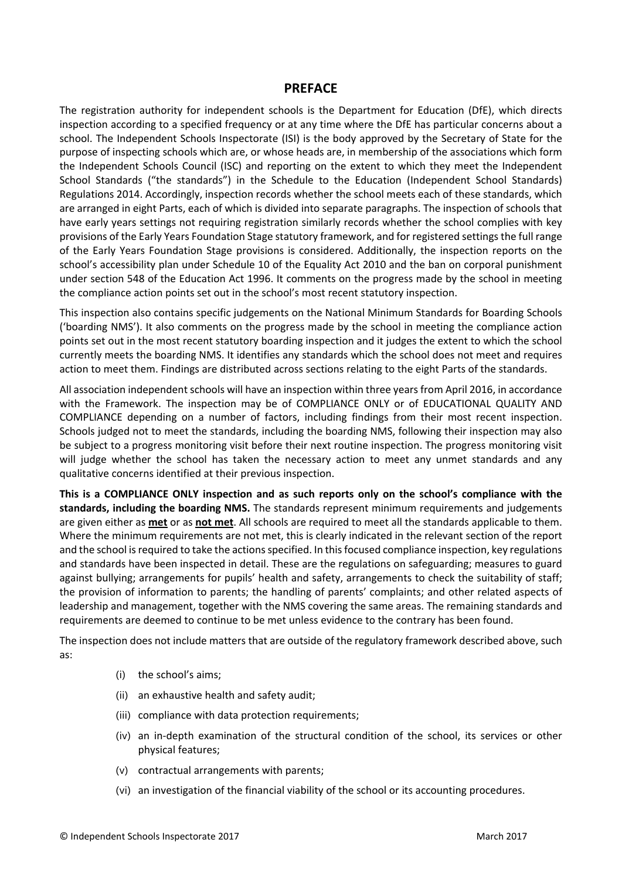## PREFACE

The registration authority for independent schools is the Department for Education (DfE), which directs inspection according to a specified frequency or at any time where the DfE has particular concerns about a school. The Independent Schools Inspectorate (ISI) is the body approved by the Secretary of State for the purpose of inspecting schools which are, or whose heads are, in membership of the associations which form the Independent Schools Council (ISC) and reporting on the extent to which they meet the Independent School Standards ("the standards") in the Schedule to the Education (Independent School Standards) Regulations 2014. Accordingly, inspection records whether the school meets each of these standards, which are arranged in eight Parts, each of which is divided into separate paragraphs. The inspection of schools that have early years settings not requiring registration similarly records whether the school complies with key provisions of the Early Years Foundation Stage statutory framework, and for registered settings the full range of the Early Years Foundation Stage provisions is considered. Additionally, the inspection reports on the school's accessibility plan under Schedule 10 of the Equality Act 2010 and the ban on corporal punishment under section 548 of the Education Act 1996. It comments on the progress made by the school in meeting the compliance action points set out in the school's most recent statutory inspection.

This inspection also contains specific judgements on the National Minimum Standards for Boarding Schools ('boarding NMS'). It also comments on the progress made by the school in meeting the compliance action points set out in the most recent statutory boarding inspection and it judges the extent to which the school currently meets the boarding NMS. It identifies any standards which the school does not meet and requires action to meet them. Findings are distributed across sections relating to the eight Parts of the standards.

All association independent schools will have an inspection within three years from April 2016, in accordance with the Framework. The inspection may be of COMPLIANCE ONLY or of EDUCATIONAL QUALITY AND COMPLIANCE depending on a number of factors, including findings from their most recent inspection. Schools judged not to meet the standards, including the boarding NMS, following their inspection may also be subject to a progress monitoring visit before their next routine inspection. The progress monitoring visit will judge whether the school has taken the necessary action to meet any unmet standards and any qualitative concerns identified at their previous inspection.

**This is a COMPLIANCE ONLY inspection and as such reports only on the school's compliance with the standards, including the boarding NMS.** The standards represent minimum requirements and judgements are given either as **met** or as **not met**. All schools are required to meet all the standards applicable to them. Where the minimum requirements are not met, this is clearly indicated in the relevant section of the report and the school is required to take the actions specified. In this focused compliance inspection, key regulations and standards have been inspected in detail. These are the regulations on safeguarding; measures to guard against bullying; arrangements for pupils' health and safety, arrangements to check the suitability of staff; the provision of information to parents; the handling of parents' complaints; and other related aspects of leadership and management, together with the NMS covering the same areas. The remaining standards and requirements are deemed to continue to be met unless evidence to the contrary has been found.

The inspection does not include matters that are outside of the regulatory framework described above, such as:

(i) the school's aims;

(ii) an exhaustive health and safety audit;

(iii) compliance with data protection requirements;

(iv) an in-depth examination of the structural condition of the school, its services or other physical features;

(v) contractual arrangements with parents;

(vi) an investigation of the financial viability of the school or its accounting procedures.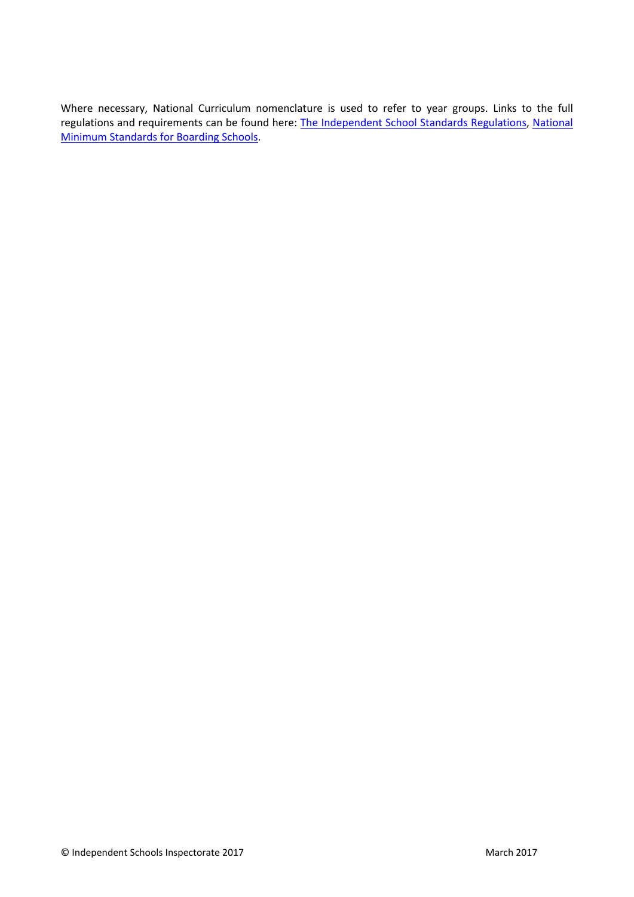Where necessary, National Curriculum nomenclature is used to refer to year groups. Links to the full regulations and requirements can be found here: [The Independent School Standards Regulations](), [National Minimum Standards for Boarding Schools]().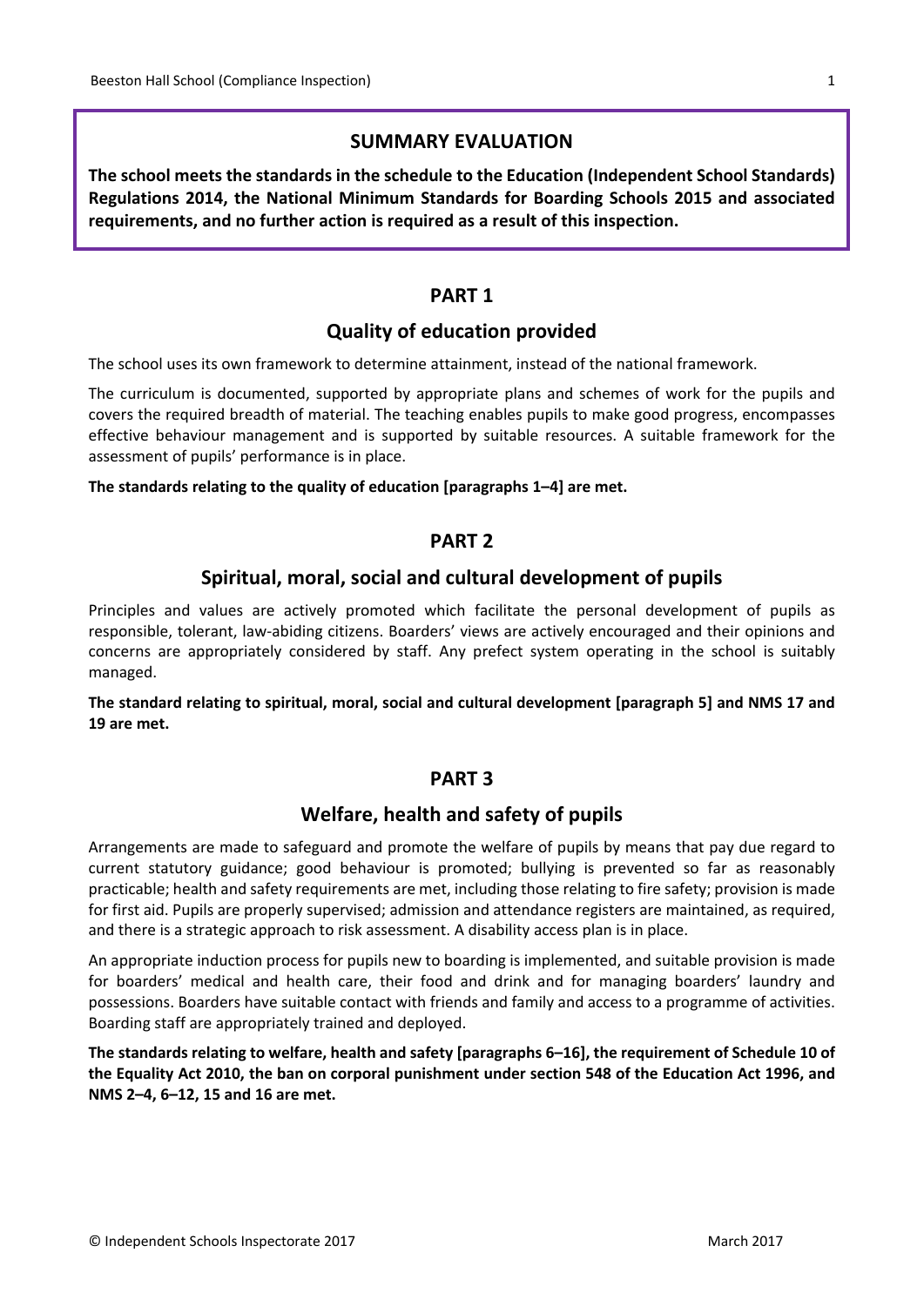## SUMMARY EVALUATION

**The school meets the standards in the schedule to the Education (Independent School Standards) Regulations 2014, the National Minimum Standards for Boarding Schools 2015 and associated requirements, and no further action is required as a result of this inspection.**

## PART 1

### Quality of education provided

The school uses its own framework to determine attainment, instead of the national framework.

The curriculum is documented, supported by appropriate plans and schemes of work for the pupils and covers the required breadth of material. The teaching enables pupils to make good progress, encompasses effective behaviour management and is supported by suitable resources. A suitable framework for the assessment of pupils' performance is in place.

**The standards relating to the quality of education [paragraphs 1–4] are met.**

## PART 2

### Spiritual, moral, social and cultural development of pupils

Principles and values are actively promoted which facilitate the personal development of pupils as responsible, tolerant, law-abiding citizens. Boarders' views are actively encouraged and their opinions and concerns are appropriately considered by staff. Any prefect system operating in the school is suitably managed.

**The standard relating to spiritual, moral, social and cultural development [paragraph 5] and NMS 17 and 19 are met.**

## PART 3

### Welfare, health and safety of pupils

Arrangements are made to safeguard and promote the welfare of pupils by means that pay due regard to current statutory guidance; good behaviour is promoted; bullying is prevented so far as reasonably practicable; health and safety requirements are met, including those relating to fire safety; provision is made for first aid. Pupils are properly supervised; admission and attendance registers are maintained, as required, and there is a strategic approach to risk assessment. A disability access plan is in place.

An appropriate induction process for pupils new to boarding is implemented, and suitable provision is made for boarders' medical and health care, their food and drink and for managing boarders' laundry and possessions. Boarders have suitable contact with friends and family and access to a programme of activities. Boarding staff are appropriately trained and deployed.

**The standards relating to welfare, health and safety [paragraphs 6–16], the requirement of Schedule 10 of the Equality Act 2010, the ban on corporal punishment under section 548 of the Education Act 1996, and NMS 2–4, 6–12, 15 and 16 are met.**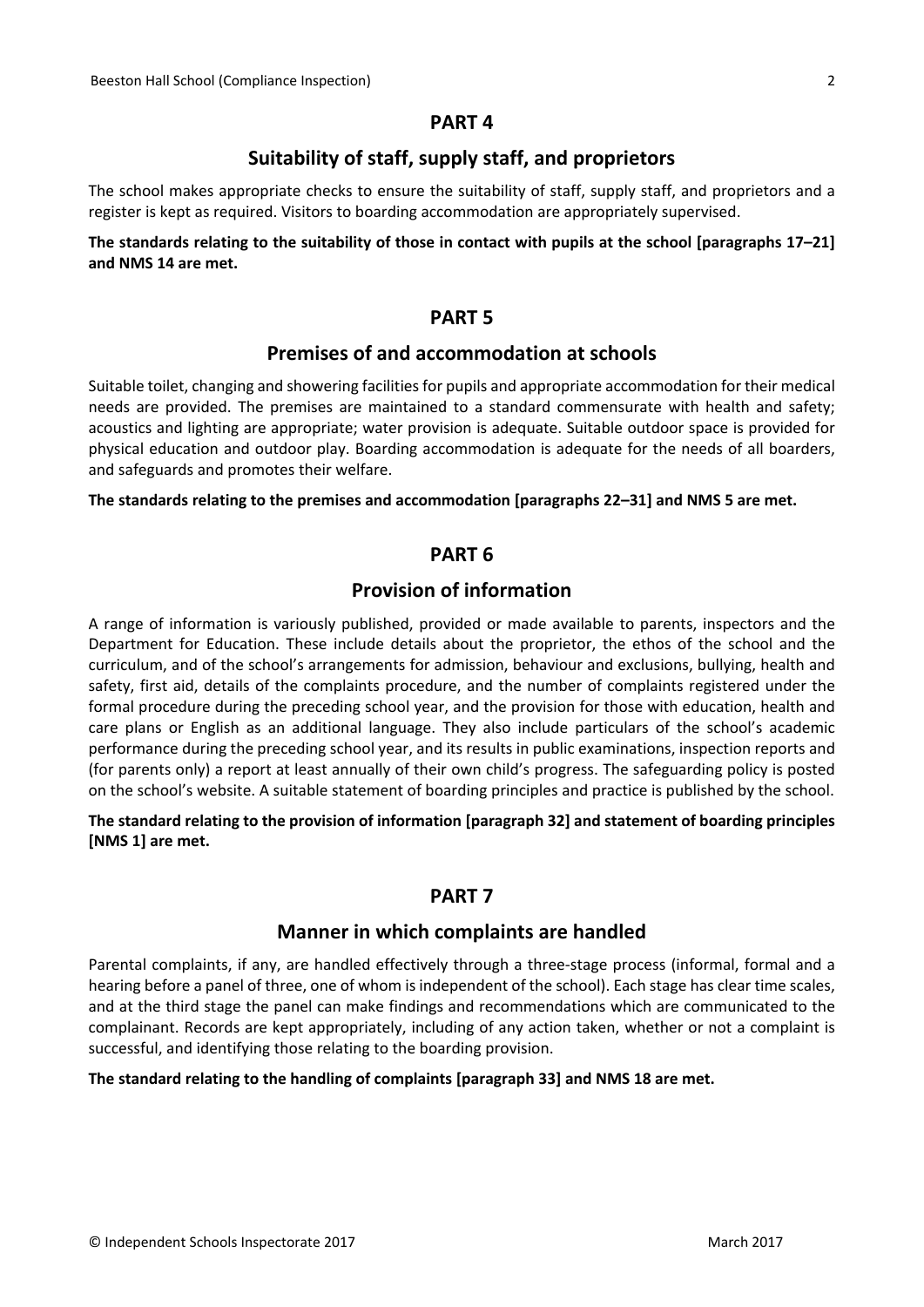## PART 4

### Suitability of staff, supply staff, and proprietors

The school makes appropriate checks to ensure the suitability of staff, supply staff, and proprietors and a register is kept as required. Visitors to boarding accommodation are appropriately supervised.

**The standards relating to the suitability of those in contact with pupils at the school [paragraphs 17–21] and NMS 14 are met.**

## PART 5

### Premises of and accommodation at schools

Suitable toilet, changing and showering facilities for pupils and appropriate accommodation for their medical needs are provided. The premises are maintained to a standard commensurate with health and safety; acoustics and lighting are appropriate; water provision is adequate. Suitable outdoor space is provided for physical education and outdoor play. Boarding accommodation is adequate for the needs of all boarders, and safeguards and promotes their welfare.

**The standards relating to the premises and accommodation [paragraphs 22–31] and NMS 5 are met.**

## PART 6

### Provision of information

A range of information is variously published, provided or made available to parents, inspectors and the Department for Education. These include details about the proprietor, the ethos of the school and the curriculum, and of the school's arrangements for admission, behaviour and exclusions, bullying, health and safety, first aid, details of the complaints procedure, and the number of complaints registered under the formal procedure during the preceding school year, and the provision for those with education, health and care plans or English as an additional language. They also include particulars of the school's academic performance during the preceding school year, and its results in public examinations, inspection reports and (for parents only) a report at least annually of their own child's progress. The safeguarding policy is posted on the school's website. A suitable statement of boarding principles and practice is published by the school.

**The standard relating to the provision of information [paragraph 32] and statement of boarding principles [NMS 1] are met.**

## PART 7

### Manner in which complaints are handled

Parental complaints, if any, are handled effectively through a three-stage process (informal, formal and a hearing before a panel of three, one of whom is independent of the school). Each stage has clear time scales, and at the third stage the panel can make findings and recommendations which are communicated to the complainant. Records are kept appropriately, including of any action taken, whether or not a complaint is successful, and identifying those relating to the boarding provision.

**The standard relating to the handling of complaints [paragraph 33] and NMS 18 are met.**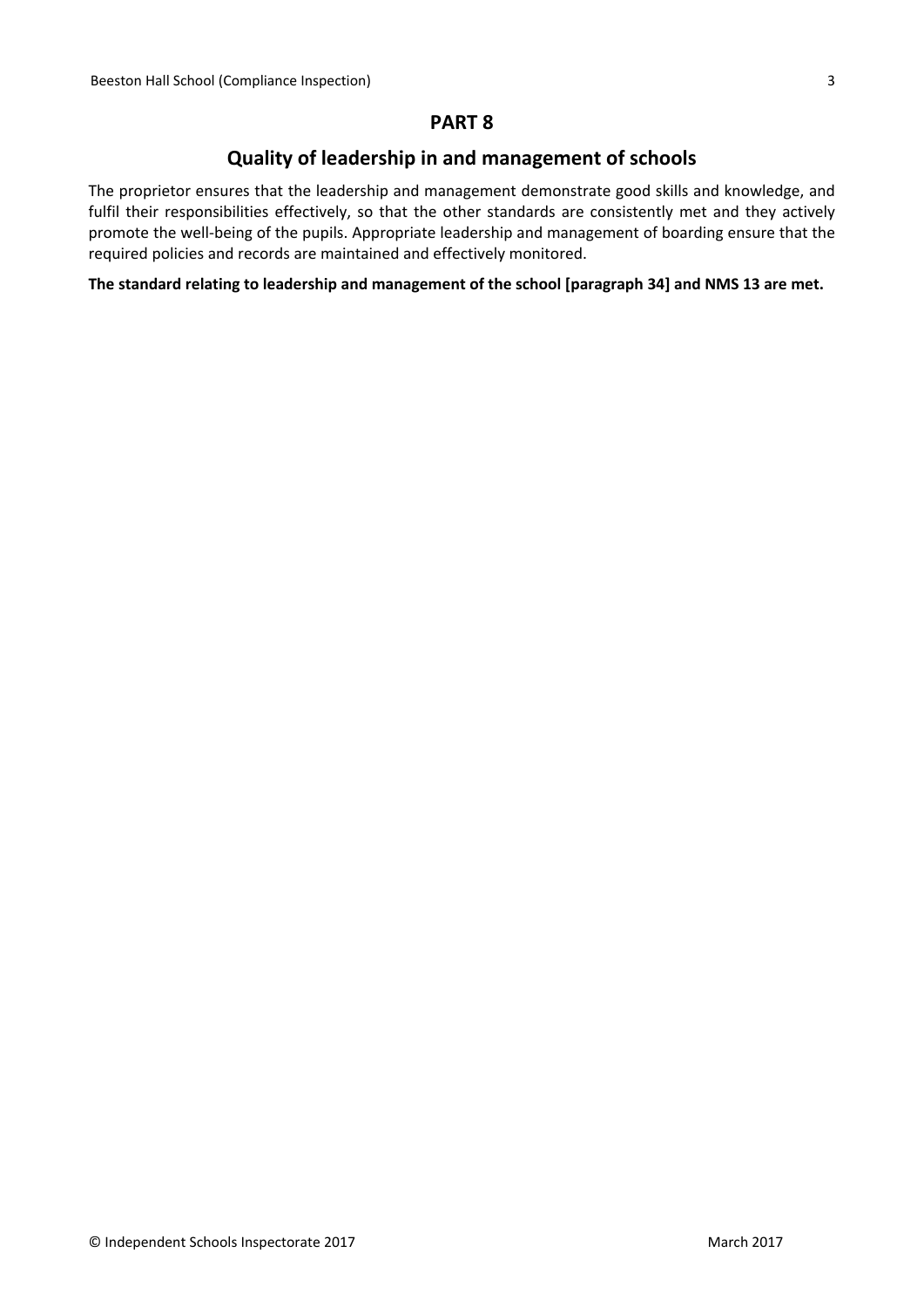## PART 8

## Quality of leadership in and management of schools

The proprietor ensures that the leadership and management demonstrate good skills and knowledge, and fulfil their responsibilities effectively, so that the other standards are consistently met and they actively promote the well-being of the pupils. Appropriate leadership and management of boarding ensure that the required policies and records are maintained and effectively monitored.

**The standard relating to leadership and management of the school [paragraph 34] and NMS 13 are met.**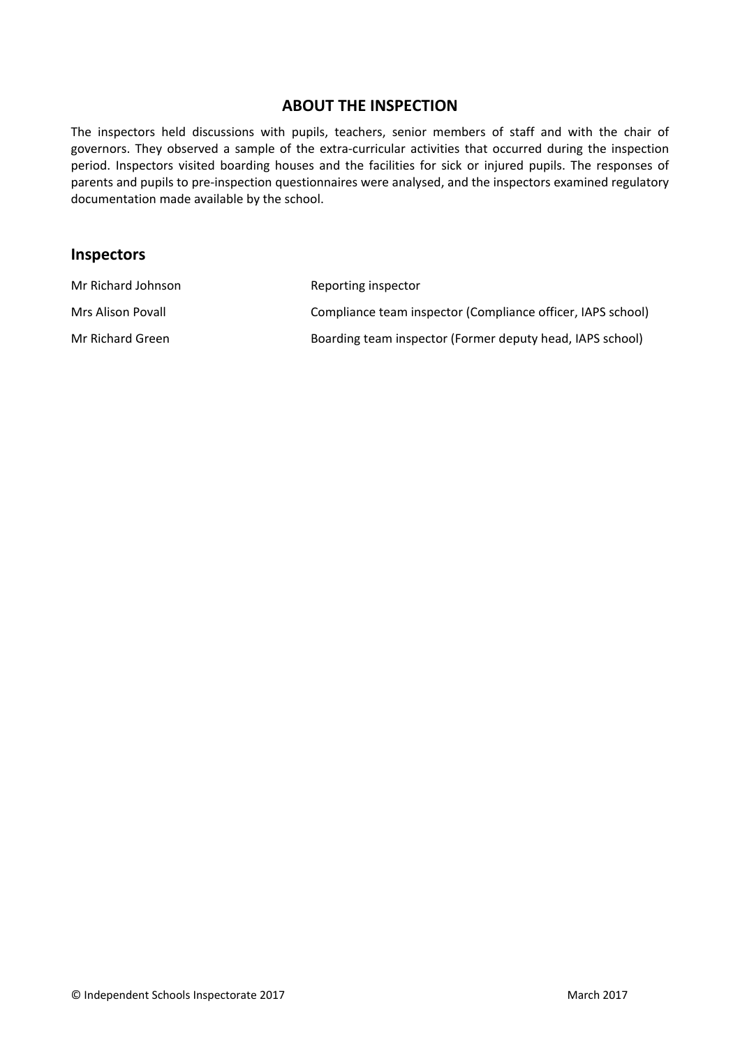## ABOUT THE INSPECTION

The inspectors held discussions with pupils, teachers, senior members of staff and with the chair of governors. They observed a sample of the extra-curricular activities that occurred during the inspection period. Inspectors visited boarding houses and the facilities for sick or injured pupils. The responses of parents and pupils to pre-inspection questionnaires were analysed, and the inspectors examined regulatory documentation made available by the school.

## Inspectors

| | |
|---|---|
| Mr Richard Johnson | Reporting inspector |
| Mrs Alison Povall | Compliance team inspector (Compliance officer, IAPS school) |
| Mr Richard Green | Boarding team inspector (Former deputy head, IAPS school) |